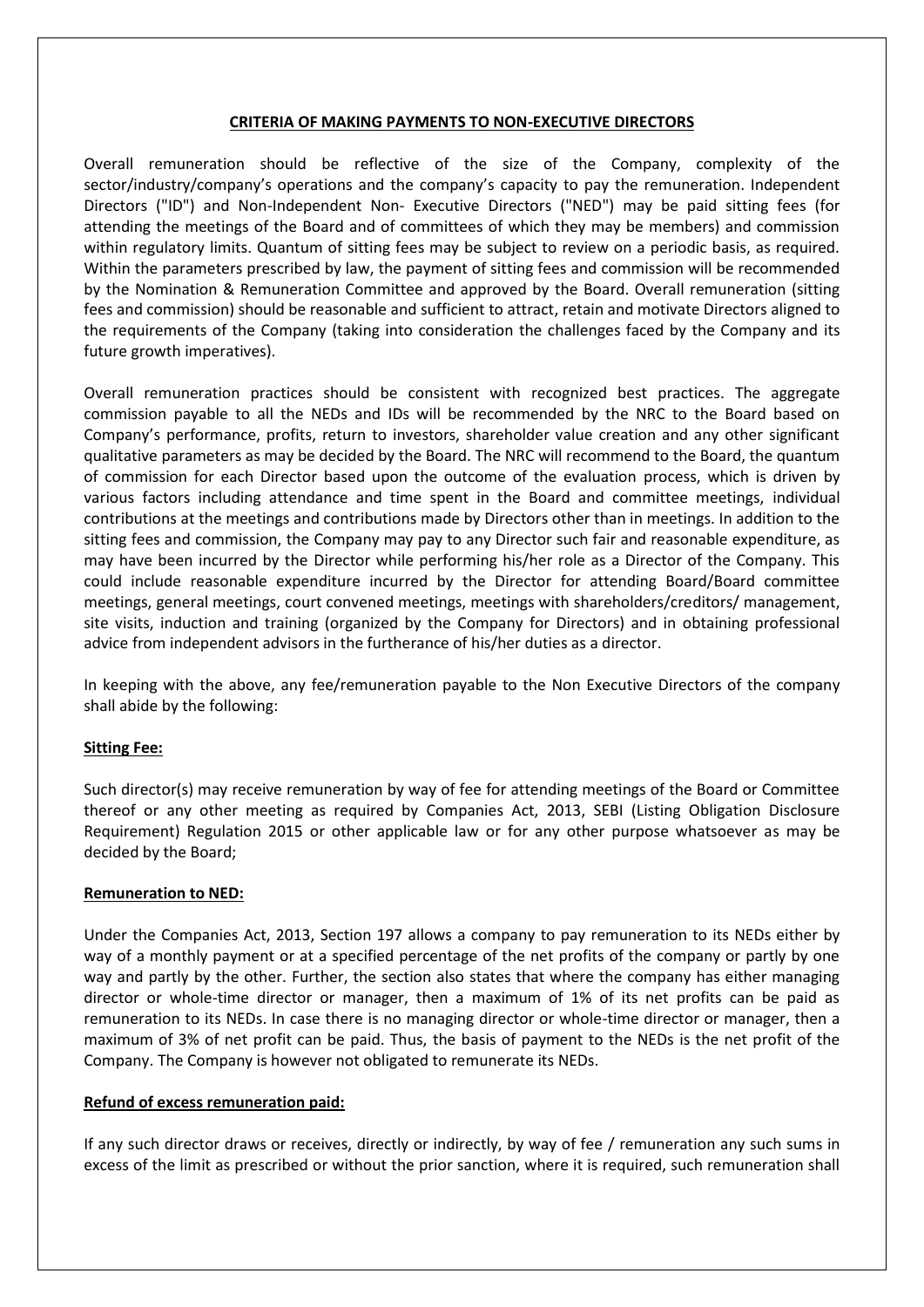## CRITERIA OF MAKING PAYMENTS TO NON-EXECUTIVE DIRECTORS

Overall remuneration should be reflective of the size of the Company, complexity of the sector/industry/company's operations and the company's capacity to pay the remuneration. Independent Directors ("ID") and Non-Independent Non- Executive Directors ("NED") may be paid sitting fees (for attending the meetings of the Board and of committees of which they may be members) and commission within regulatory limits. Quantum of sitting fees may be subject to review on a periodic basis, as required. Within the parameters prescribed by law, the payment of sitting fees and commission will be recommended by the Nomination & Remuneration Committee and approved by the Board. Overall remuneration (sitting fees and commission) should be reasonable and sufficient to attract, retain and motivate Directors aligned to the requirements of the Company (taking into consideration the challenges faced by the Company and its future growth imperatives).

Overall remuneration practices should be consistent with recognized best practices. The aggregate commission payable to all the NEDs and IDs will be recommended by the NRC to the Board based on Company's performance, profits, return to investors, shareholder value creation and any other significant qualitative parameters as may be decided by the Board. The NRC will recommend to the Board, the quantum of commission for each Director based upon the outcome of the evaluation process, which is driven by various factors including attendance and time spent in the Board and committee meetings, individual contributions at the meetings and contributions made by Directors other than in meetings. In addition to the sitting fees and commission, the Company may pay to any Director such fair and reasonable expenditure, as may have been incurred by the Director while performing his/her role as a Director of the Company. This could include reasonable expenditure incurred by the Director for attending Board/Board committee meetings, general meetings, court convened meetings, meetings with shareholders/creditors/ management, site visits, induction and training (organized by the Company for Directors) and in obtaining professional advice from independent advisors in the furtherance of his/her duties as a director.

In keeping with the above, any fee/remuneration payable to the Non Executive Directors of the company shall abide by the following:

### Sitting Fee:

Such director(s) may receive remuneration by way of fee for attending meetings of the Board or Committee thereof or any other meeting as required by Companies Act, 2013, SEBI (Listing Obligation Disclosure Requirement) Regulation 2015 or other applicable law or for any other purpose whatsoever as may be decided by the Board;

### Remuneration to NED:

Under the Companies Act, 2013, Section 197 allows a company to pay remuneration to its NEDs either by way of a monthly payment or at a specified percentage of the net profits of the company or partly by one way and partly by the other. Further, the section also states that where the company has either managing director or whole-time director or manager, then a maximum of 1% of its net profits can be paid as remuneration to its NEDs. In case there is no managing director or whole-time director or manager, then a maximum of 3% of net profit can be paid. Thus, the basis of payment to the NEDs is the net profit of the Company. The Company is however not obligated to remunerate its NEDs.

### Refund of excess remuneration paid:

If any such director draws or receives, directly or indirectly, by way of fee / remuneration any such sums in excess of the limit as prescribed or without the prior sanction, where it is required, such remuneration shall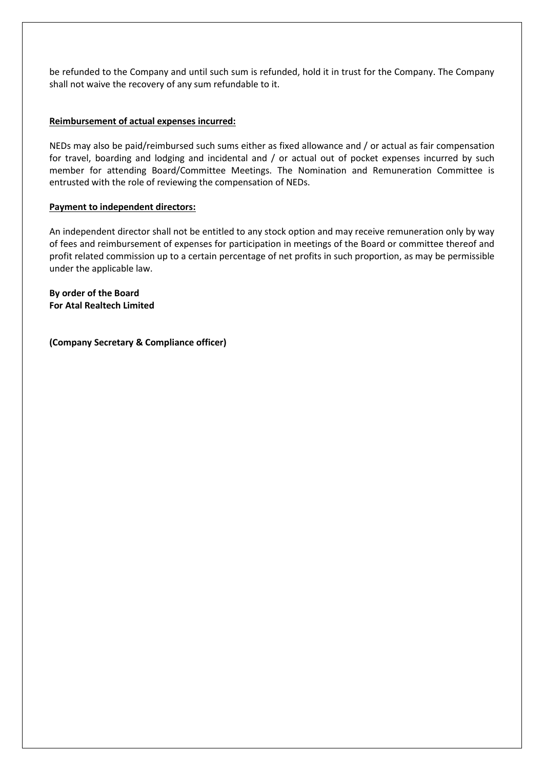be refunded to the Company and until such sum is refunded, hold it in trust for the Company. The Company shall not waive the recovery of any sum refundable to it.

**Reimbursement of actual expenses incurred:**

NEDs may also be paid/reimbursed such sums either as fixed allowance and / or actual as fair compensation for travel, boarding and lodging and incidental and / or actual out of pocket expenses incurred by such member for attending Board/Committee Meetings. The Nomination and Remuneration Committee is entrusted with the role of reviewing the compensation of NEDs.

**Payment to independent directors:**

An independent director shall not be entitled to any stock option and may receive remuneration only by way of fees and reimbursement of expenses for participation in meetings of the Board or committee thereof and profit related commission up to a certain percentage of net profits in such proportion, as may be permissible under the applicable law.

**By order of the Board**
**For Atal Realtech Limited**

**(Company Secretary & Compliance officer)**